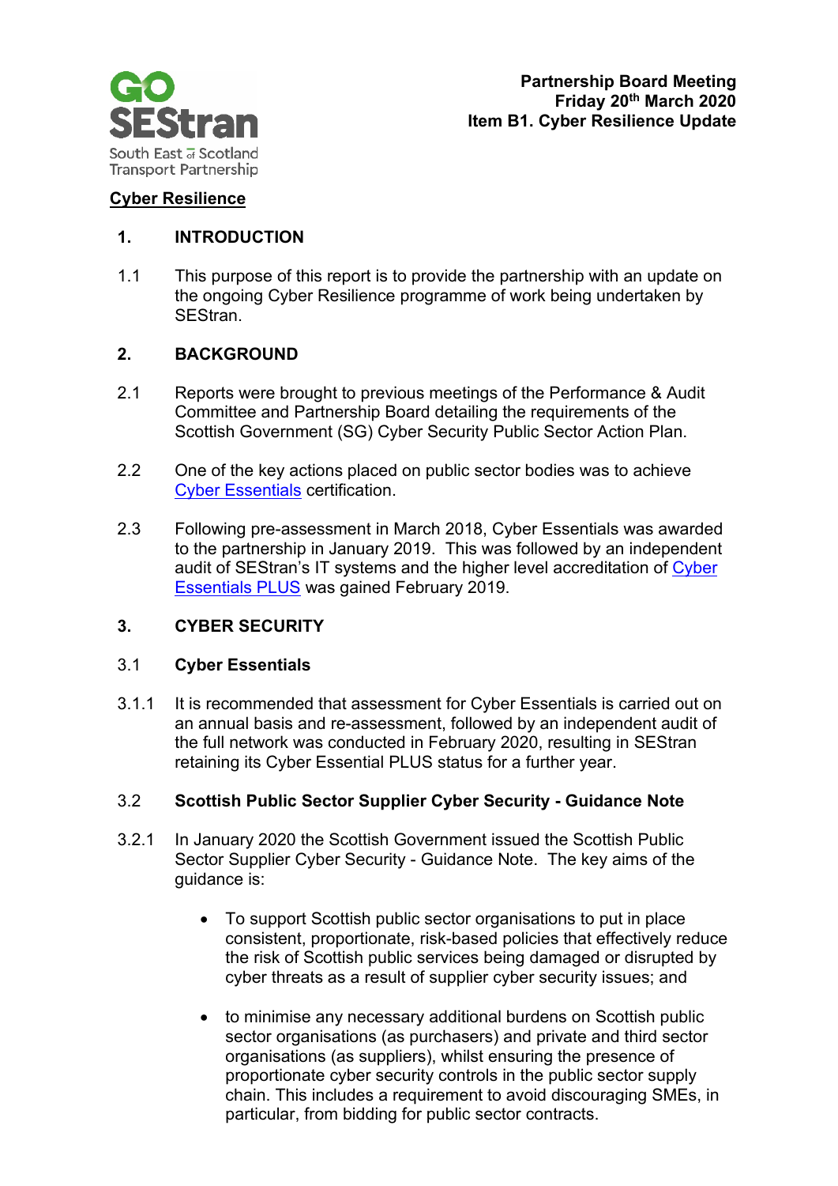**Partnership Board Meeting**
**Friday 20th March 2020**
**Item B1. Cyber Resilience Update**

## Cyber Resilience

### 1. INTRODUCTION

1.1 This purpose of this report is to provide the partnership with an update on the ongoing Cyber Resilience programme of work being undertaken by SEStran.

### 2. BACKGROUND

2.1 Reports were brought to previous meetings of the Performance & Audit Committee and Partnership Board detailing the requirements of the Scottish Government (SG) Cyber Security Public Sector Action Plan.

2.2 One of the key actions placed on public sector bodies was to achieve Cyber Essentials certification.

2.3 Following pre-assessment in March 2018, Cyber Essentials was awarded to the partnership in January 2019. This was followed by an independent audit of SEStran's IT systems and the higher level accreditation of Cyber Essentials PLUS was gained February 2019.

### 3. CYBER SECURITY

#### 3.1 Cyber Essentials

3.1.1 It is recommended that assessment for Cyber Essentials is carried out on an annual basis and re-assessment, followed by an independent audit of the full network was conducted in February 2020, resulting in SEStran retaining its Cyber Essential PLUS status for a further year.

#### 3.2 Scottish Public Sector Supplier Cyber Security - Guidance Note

3.2.1 In January 2020 the Scottish Government issued the Scottish Public Sector Supplier Cyber Security - Guidance Note. The key aims of the guidance is:

- To support Scottish public sector organisations to put in place consistent, proportionate, risk-based policies that effectively reduce the risk of Scottish public services being damaged or disrupted by cyber threats as a result of supplier cyber security issues; and

- to minimise any necessary additional burdens on Scottish public sector organisations (as purchasers) and private and third sector organisations (as suppliers), whilst ensuring the presence of proportionate cyber security controls in the public sector supply chain. This includes a requirement to avoid discouraging SMEs, in particular, from bidding for public sector contracts.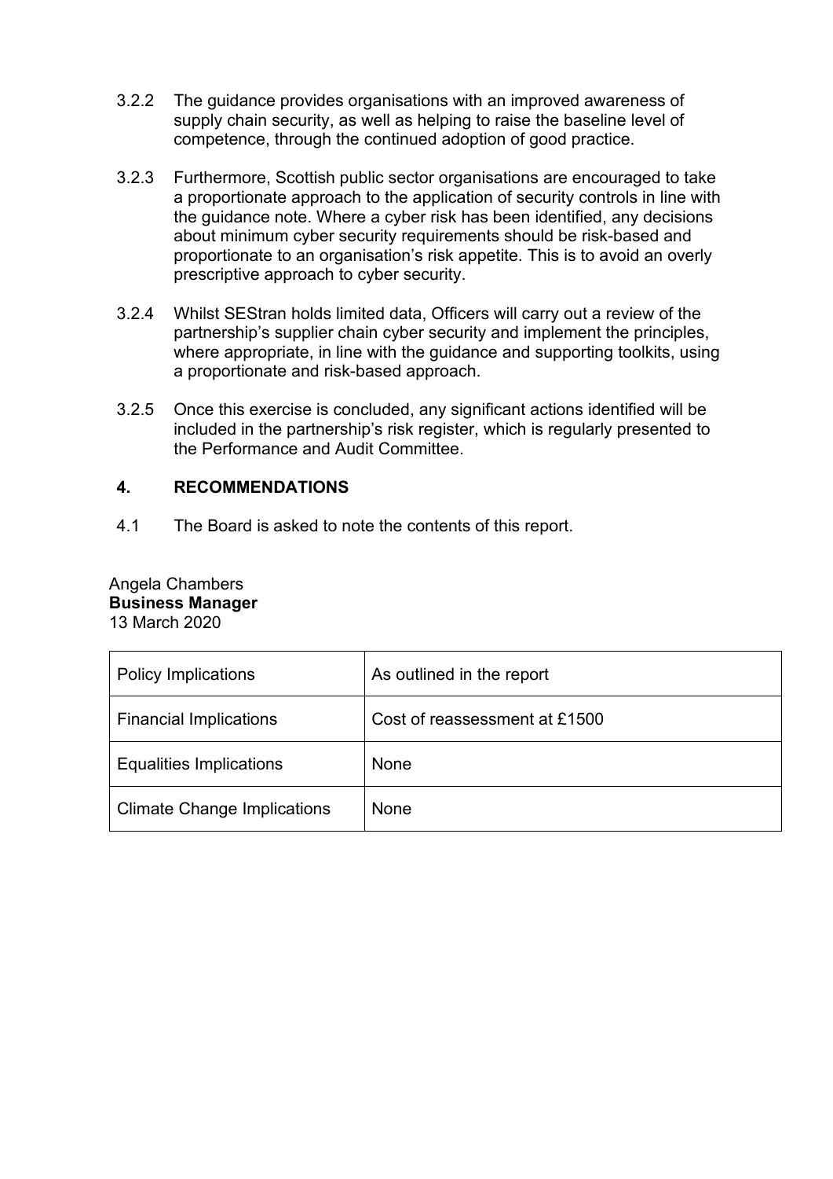3.2.2 The guidance provides organisations with an improved awareness of supply chain security, as well as helping to raise the baseline level of competence, through the continued adoption of good practice.

3.2.3 Furthermore, Scottish public sector organisations are encouraged to take a proportionate approach to the application of security controls in line with the guidance note. Where a cyber risk has been identified, any decisions about minimum cyber security requirements should be risk-based and proportionate to an organisation's risk appetite. This is to avoid an overly prescriptive approach to cyber security.

3.2.4 Whilst SEStran holds limited data, Officers will carry out a review of the partnership's supplier chain cyber security and implement the principles, where appropriate, in line with the guidance and supporting toolkits, using a proportionate and risk-based approach.

3.2.5 Once this exercise is concluded, any significant actions identified will be included in the partnership's risk register, which is regularly presented to the Performance and Audit Committee.

## 4. RECOMMENDATIONS

4.1 The Board is asked to note the contents of this report.

Angela Chambers
**Business Manager**
13 March 2020

| | |
|---|---|
| Policy Implications | As outlined in the report |
| Financial Implications | Cost of reassessment at £1500 |
| Equalities Implications | None |
| Climate Change Implications | None |